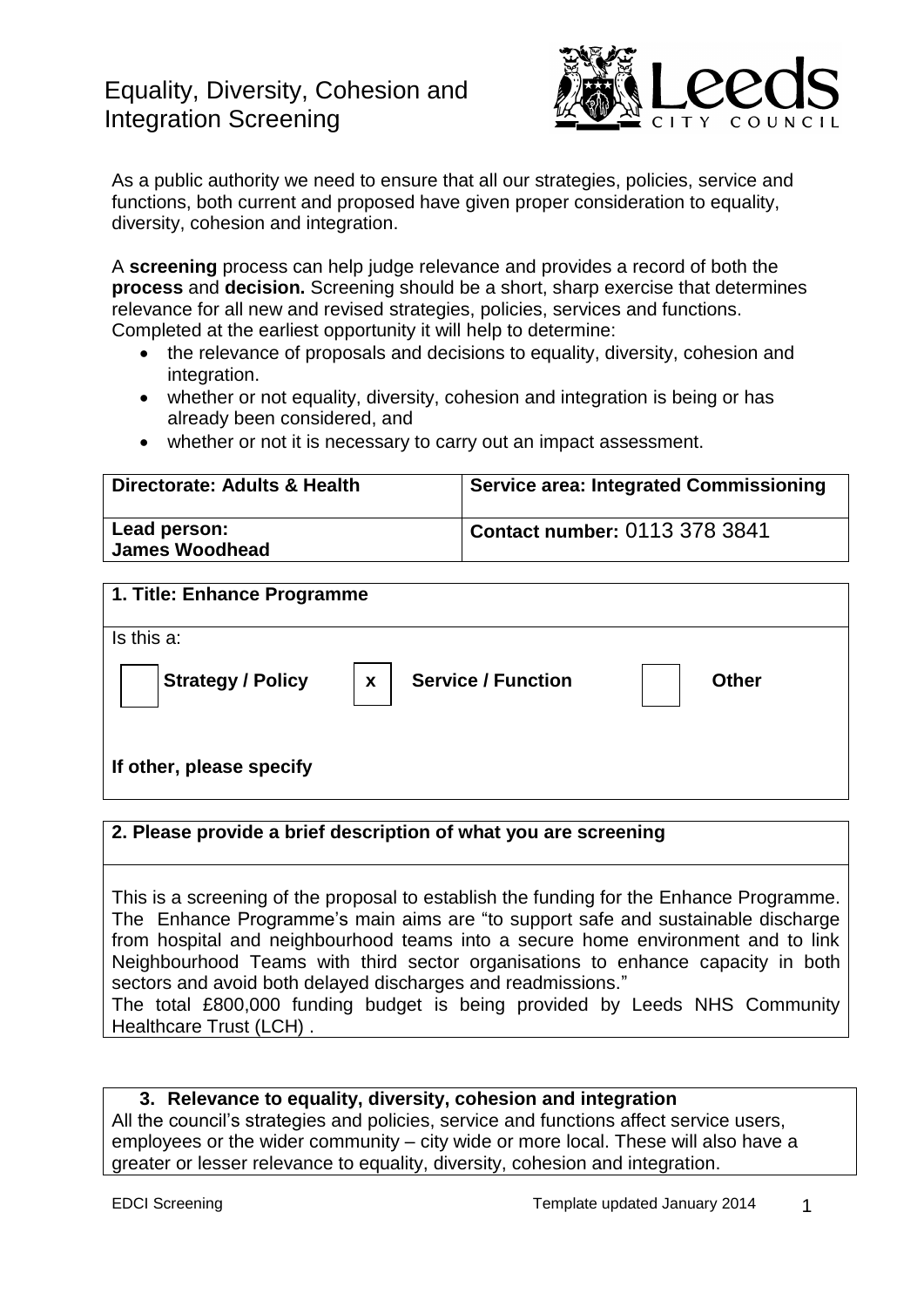# Equality, Diversity, Cohesion and Integration Screening

As a public authority we need to ensure that all our strategies, policies, service and functions, both current and proposed have given proper consideration to equality, diversity, cohesion and integration.

A **screening** process can help judge relevance and provides a record of both the **process** and **decision.** Screening should be a short, sharp exercise that determines relevance for all new and revised strategies, policies, services and functions. Completed at the earliest opportunity it will help to determine:

- the relevance of proposals and decisions to equality, diversity, cohesion and integration.
- whether or not equality, diversity, cohesion and integration is being or has already been considered, and
- whether or not it is necessary to carry out an impact assessment.

| **Directorate: Adults & Health** | **Service area: Integrated Commissioning** |
|---|---|
| **Lead person: James Woodhead** | **Contact number:** 0113 378 3841 |

**1. Title: Enhance Programme**

Is this a:

| | | | | | |
|---|---|---|---|---|---|
| | **Strategy / Policy** | x | **Service / Function** | | **Other** |

**If other, please specify**

**2. Please provide a brief description of what you are screening**

This is a screening of the proposal to establish the funding for the Enhance Programme. The Enhance Programme's main aims are "to support safe and sustainable discharge from hospital and neighbourhood teams into a secure home environment and to link Neighbourhood Teams with third sector organisations to enhance capacity in both sectors and avoid both delayed discharges and readmissions."
The total £800,000 funding budget is being provided by Leeds NHS Community Healthcare Trust (LCH) .

**3. Relevance to equality, diversity, cohesion and integration**

All the council's strategies and policies, service and functions affect service users, employees or the wider community – city wide or more local. These will also have a greater or lesser relevance to equality, diversity, cohesion and integration.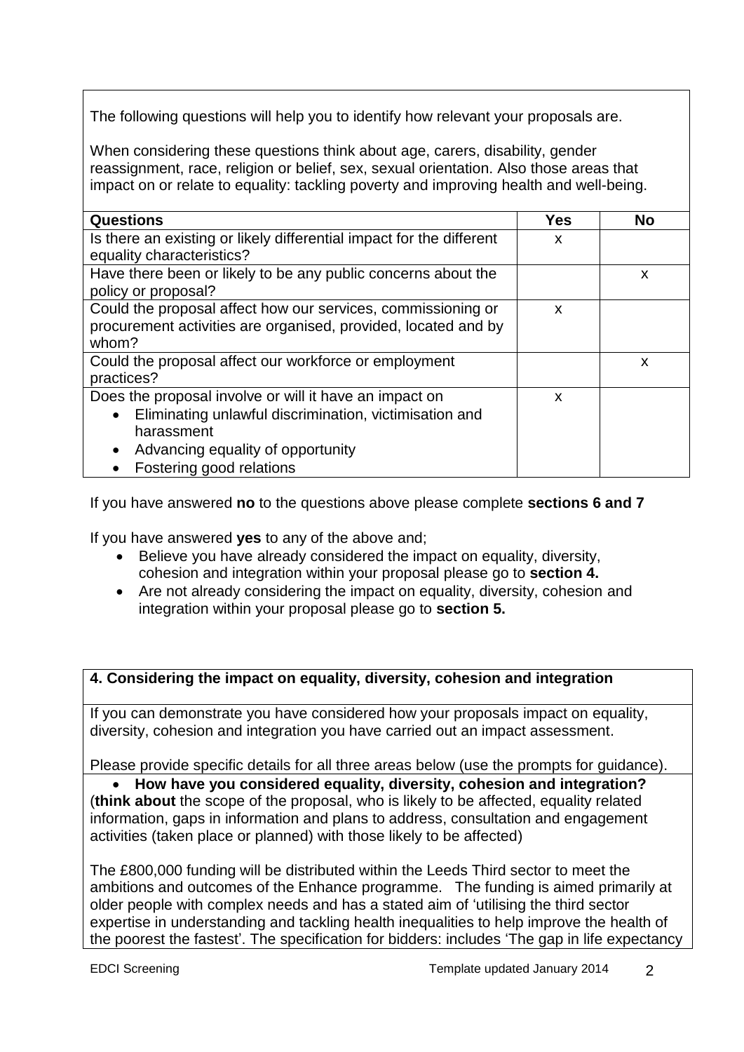The following questions will help you to identify how relevant your proposals are.

When considering these questions think about age, carers, disability, gender reassignment, race, religion or belief, sex, sexual orientation. Also those areas that impact on or relate to equality: tackling poverty and improving health and well-being.

| Questions | Yes | No |
|---|---|---|
| Is there an existing or likely differential impact for the different equality characteristics? | x | |
| Have there been or likely to be any public concerns about the policy or proposal? | | x |
| Could the proposal affect how our services, commissioning or procurement activities are organised, provided, located and by whom? | x | |
| Could the proposal affect our workforce or employment practices? | | x |
| Does the proposal involve or will it have an impact on <br>• Eliminating unlawful discrimination, victimisation and harassment <br>• Advancing equality of opportunity <br>• Fostering good relations | x | |

If you have answered **no** to the questions above please complete **sections 6 and 7**

If you have answered **yes** to any of the above and;

- Believe you have already considered the impact on equality, diversity, cohesion and integration within your proposal please go to **section 4.**
- Are not already considering the impact on equality, diversity, cohesion and integration within your proposal please go to **section 5.**

## 4. Considering the impact on equality, diversity, cohesion and integration

If you can demonstrate you have considered how your proposals impact on equality, diversity, cohesion and integration you have carried out an impact assessment.

Please provide specific details for all three areas below (use the prompts for guidance).

- **How have you considered equality, diversity, cohesion and integration?**

(**think about** the scope of the proposal, who is likely to be affected, equality related information, gaps in information and plans to address, consultation and engagement activities (taken place or planned) with those likely to be affected)

The £800,000 funding will be distributed within the Leeds Third sector to meet the ambitions and outcomes of the Enhance programme. The funding is aimed primarily at older people with complex needs and has a stated aim of 'utilising the third sector expertise in understanding and tackling health inequalities to help improve the health of the poorest the fastest'. The specification for bidders: includes 'The gap in life expectancy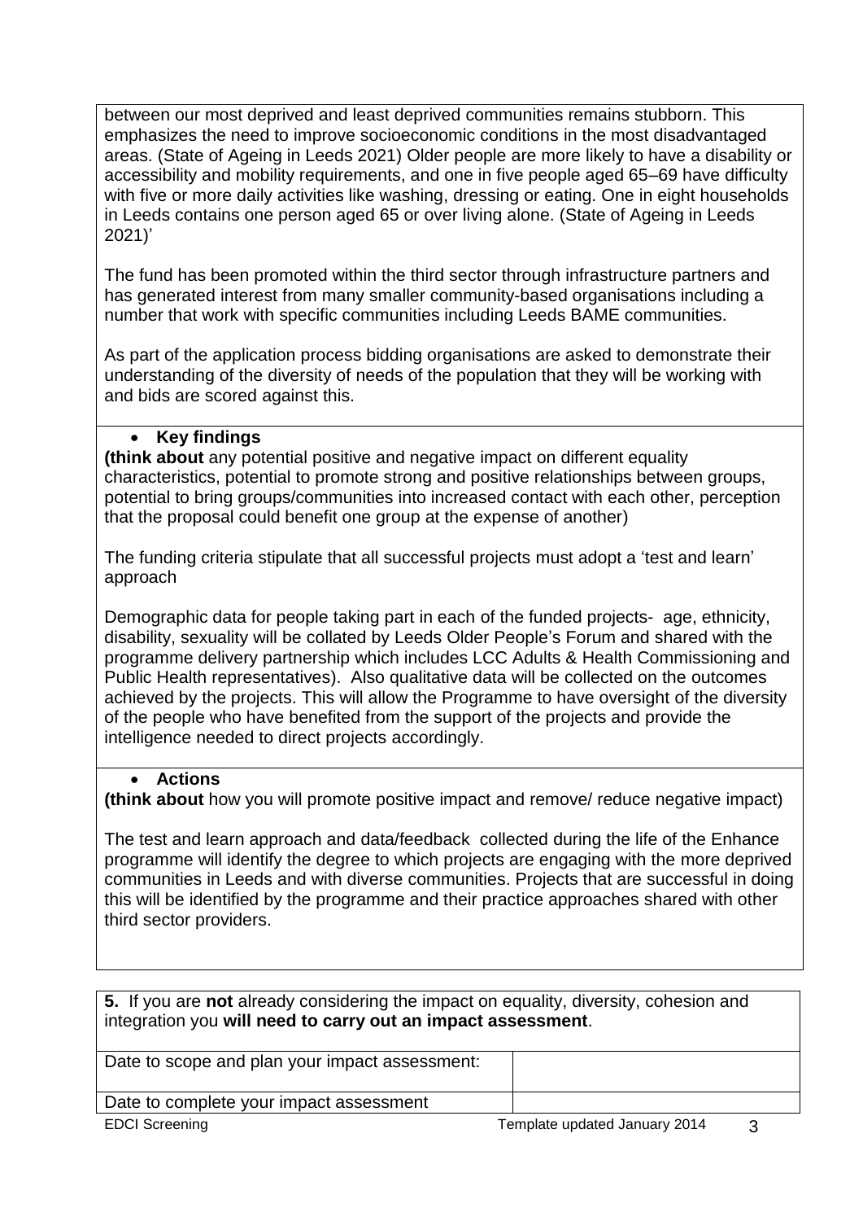between our most deprived and least deprived communities remains stubborn. This emphasizes the need to improve socioeconomic conditions in the most disadvantaged areas. (State of Ageing in Leeds 2021) Older people are more likely to have a disability or accessibility and mobility requirements, and one in five people aged 65–69 have difficulty with five or more daily activities like washing, dressing or eating. One in eight households in Leeds contains one person aged 65 or over living alone. (State of Ageing in Leeds 2021)'

The fund has been promoted within the third sector through infrastructure partners and has generated interest from many smaller community-based organisations including a number that work with specific communities including Leeds BAME communities.

As part of the application process bidding organisations are asked to demonstrate their understanding of the diversity of needs of the population that they will be working with and bids are scored against this.

- **Key findings**

**(think about** any potential positive and negative impact on different equality characteristics, potential to promote strong and positive relationships between groups, potential to bring groups/communities into increased contact with each other, perception that the proposal could benefit one group at the expense of another)

The funding criteria stipulate that all successful projects must adopt a 'test and learn' approach

Demographic data for people taking part in each of the funded projects- age, ethnicity, disability, sexuality will be collated by Leeds Older People's Forum and shared with the programme delivery partnership which includes LCC Adults & Health Commissioning and Public Health representatives). Also qualitative data will be collected on the outcomes achieved by the projects. This will allow the Programme to have oversight of the diversity of the people who have benefited from the support of the projects and provide the intelligence needed to direct projects accordingly.

- **Actions**

**(think about** how you will promote positive impact and remove/ reduce negative impact)

The test and learn approach and data/feedback collected during the life of the Enhance programme will identify the degree to which projects are engaging with the more deprived communities in Leeds and with diverse communities. Projects that are successful in doing this will be identified by the programme and their practice approaches shared with other third sector providers.

**5.** If you are **not** already considering the impact on equality, diversity, cohesion and integration you **will need to carry out an impact assessment**.

| Date to scope and plan your impact assessment: | |
|---|---|
| Date to complete your impact assessment | |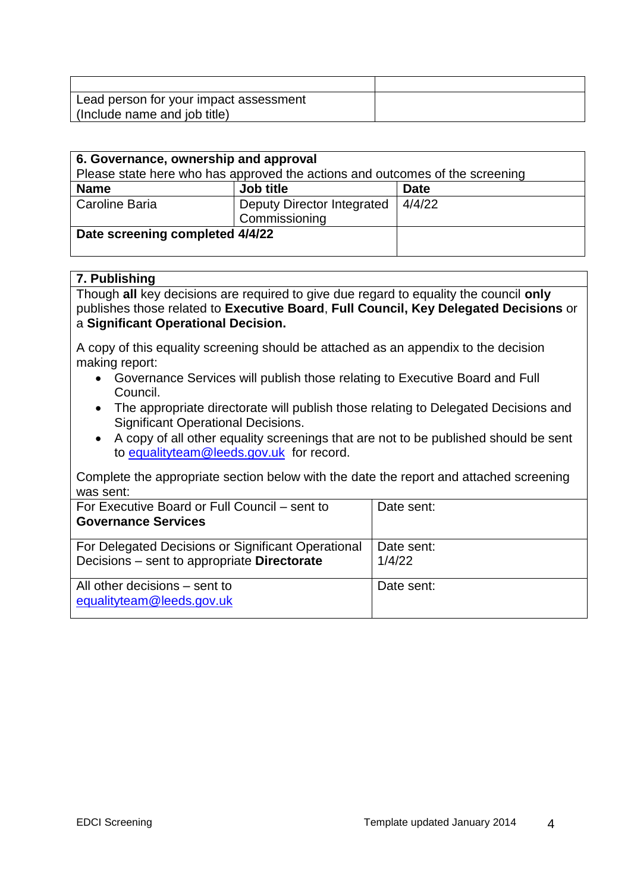| | |
|---|---|
| | |
| Lead person for your impact assessment (Include name and job title) | |

| 6. Governance, ownership and approval | | |
|---|---|---|
| Please state here who has approved the actions and outcomes of the screening | | |
| **Name** | **Job title** | **Date** |
| Caroline Baria | Deputy Director Integrated Commissioning | 4/4/22 |
| **Date screening completed 4/4/22** | | |

**7. Publishing**

Though **all** key decisions are required to give due regard to equality the council **only** publishes those related to **Executive Board**, **Full Council, Key Delegated Decisions** or a **Significant Operational Decision.**

A copy of this equality screening should be attached as an appendix to the decision making report:

- Governance Services will publish those relating to Executive Board and Full Council.
- The appropriate directorate will publish those relating to Delegated Decisions and Significant Operational Decisions.
- A copy of all other equality screenings that are not to be published should be sent to equalityteam@leeds.gov.uk for record.

Complete the appropriate section below with the date the report and attached screening was sent:

| | |
|---|---|
| For Executive Board or Full Council – sent to **Governance Services** | Date sent: |
| For Delegated Decisions or Significant Operational Decisions – sent to appropriate **Directorate** | Date sent: 1/4/22 |
| All other decisions – sent to equalityteam@leeds.gov.uk | Date sent: |